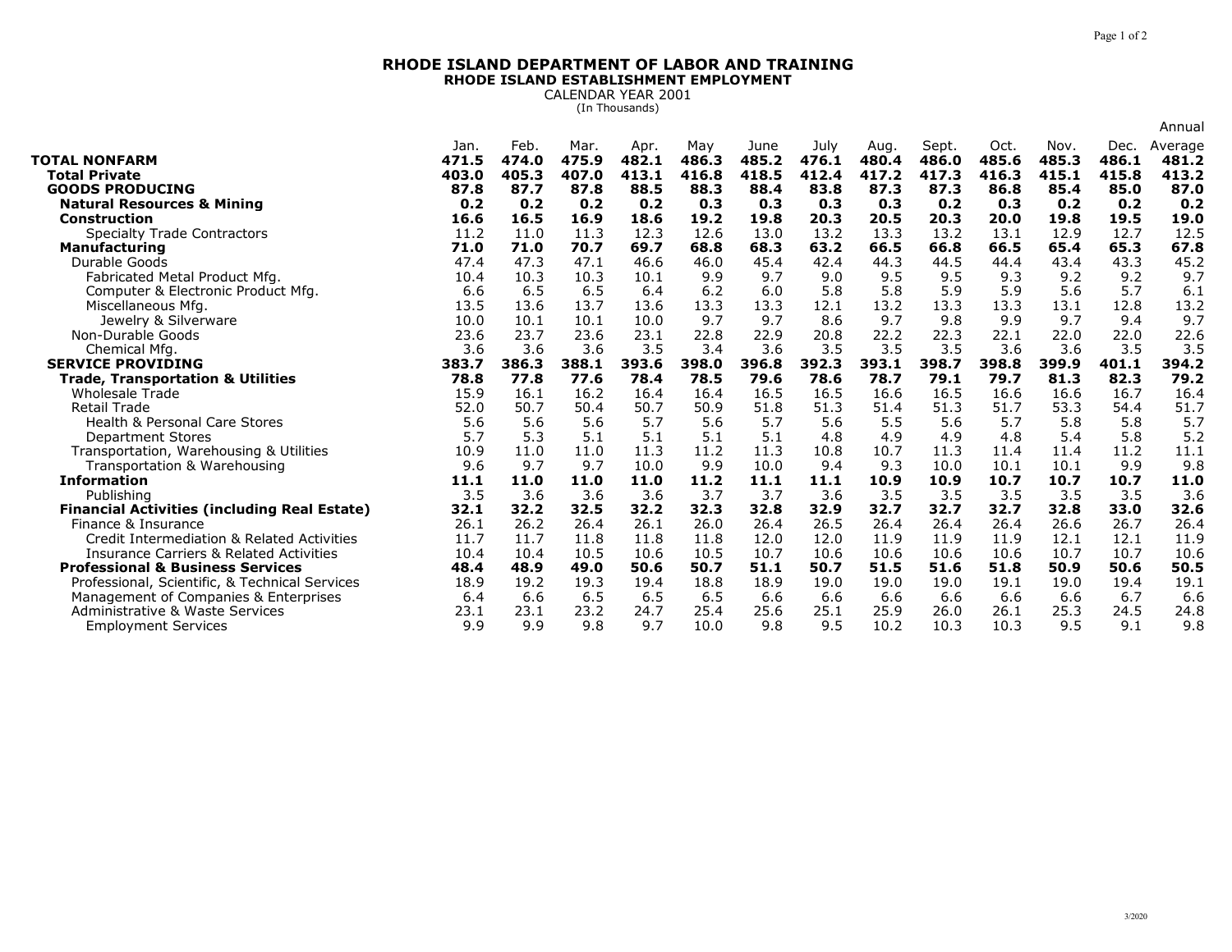# RHODE ISLAND DEPARTMENT OF LABOR AND TRAINING

## RHODE ISLAND ESTABLISHMENT EMPLOYMENT

CALENDAR YEAR 2001

(In Thousands)

| | Jan. | Feb. | Mar. | Apr. | May | June | July | Aug. | Sept. | Oct. | Nov. | Dec. | Annual Average |
|---|---|---|---|---|---|---|---|---|---|---|---|---|---|
| **TOTAL NONFARM** | **471.5** | **474.0** | **475.9** | **482.1** | **486.3** | **485.2** | **476.1** | **480.4** | **486.0** | **485.6** | **485.3** | **486.1** | **481.2** |
| **Total Private** | **403.0** | **405.3** | **407.0** | **413.1** | **416.8** | **418.5** | **412.4** | **417.2** | **417.3** | **416.3** | **415.1** | **415.8** | **413.2** |
| **GOODS PRODUCING** | **87.8** | **87.7** | **87.8** | **88.5** | **88.3** | **88.4** | **83.8** | **87.3** | **87.3** | **86.8** | **85.4** | **85.0** | **87.0** |
| **Natural Resources & Mining** | **0.2** | **0.2** | **0.2** | **0.2** | **0.3** | **0.3** | **0.3** | **0.3** | **0.2** | **0.3** | **0.2** | **0.2** | **0.2** |
| **Construction** | **16.6** | **16.5** | **16.9** | **18.6** | **19.2** | **19.8** | **20.3** | **20.5** | **20.3** | **20.0** | **19.8** | **19.5** | **19.0** |
| Specialty Trade Contractors | 11.2 | 11.0 | 11.3 | 12.3 | 12.6 | 13.0 | 13.2 | 13.3 | 13.2 | 13.1 | 12.9 | 12.7 | 12.5 |
| **Manufacturing** | **71.0** | **71.0** | **70.7** | **69.7** | **68.8** | **68.3** | **63.2** | **66.5** | **66.8** | **66.5** | **65.4** | **65.3** | **67.8** |
| Durable Goods | 47.4 | 47.3 | 47.1 | 46.6 | 46.0 | 45.4 | 42.4 | 44.3 | 44.5 | 44.4 | 43.4 | 43.3 | 45.2 |
| Fabricated Metal Product Mfg. | 10.4 | 10.3 | 10.3 | 10.1 | 9.9 | 9.7 | 9.0 | 9.5 | 9.5 | 9.3 | 9.2 | 9.2 | 9.7 |
| Computer & Electronic Product Mfg. | 6.6 | 6.5 | 6.5 | 6.4 | 6.2 | 6.0 | 5.8 | 5.8 | 5.9 | 5.9 | 5.6 | 5.7 | 6.1 |
| Miscellaneous Mfg. | 13.5 | 13.6 | 13.7 | 13.6 | 13.3 | 13.3 | 12.1 | 13.2 | 13.3 | 13.3 | 13.1 | 12.8 | 13.2 |
| Jewelry & Silverware | 10.0 | 10.1 | 10.1 | 10.0 | 9.7 | 9.7 | 8.6 | 9.7 | 9.8 | 9.9 | 9.7 | 9.4 | 9.7 |
| Non-Durable Goods | 23.6 | 23.7 | 23.6 | 23.1 | 22.8 | 22.9 | 20.8 | 22.2 | 22.3 | 22.1 | 22.0 | 22.0 | 22.6 |
| Chemical Mfg. | 3.6 | 3.6 | 3.6 | 3.5 | 3.4 | 3.6 | 3.5 | 3.5 | 3.5 | 3.6 | 3.6 | 3.5 | 3.5 |
| **SERVICE PROVIDING** | **383.7** | **386.3** | **388.1** | **393.6** | **398.0** | **396.8** | **392.3** | **393.1** | **398.7** | **398.8** | **399.9** | **401.1** | **394.2** |
| **Trade, Transportation & Utilities** | **78.8** | **77.8** | **77.6** | **78.4** | **78.5** | **79.6** | **78.6** | **78.7** | **79.1** | **79.7** | **81.3** | **82.3** | **79.2** |
| Wholesale Trade | 15.9 | 16.1 | 16.2 | 16.4 | 16.4 | 16.5 | 16.5 | 16.6 | 16.5 | 16.6 | 16.6 | 16.7 | 16.4 |
| Retail Trade | 52.0 | 50.7 | 50.4 | 50.7 | 50.9 | 51.8 | 51.3 | 51.4 | 51.3 | 51.7 | 53.3 | 54.4 | 51.7 |
| Health & Personal Care Stores | 5.6 | 5.6 | 5.6 | 5.7 | 5.6 | 5.7 | 5.6 | 5.5 | 5.6 | 5.7 | 5.8 | 5.8 | 5.7 |
| Department Stores | 5.7 | 5.3 | 5.1 | 5.1 | 5.1 | 5.1 | 4.8 | 4.9 | 4.9 | 4.8 | 5.4 | 5.8 | 5.2 |
| Transportation, Warehousing & Utilities | 10.9 | 11.0 | 11.0 | 11.3 | 11.2 | 11.3 | 10.8 | 10.7 | 11.3 | 11.4 | 11.4 | 11.2 | 11.1 |
| Transportation & Warehousing | 9.6 | 9.7 | 9.7 | 10.0 | 9.9 | 10.0 | 9.4 | 9.3 | 10.0 | 10.1 | 10.1 | 9.9 | 9.8 |
| **Information** | **11.1** | **11.0** | **11.0** | **11.0** | **11.2** | **11.1** | **11.1** | **10.9** | **10.9** | **10.7** | **10.7** | **10.7** | **11.0** |
| Publishing | 3.5 | 3.6 | 3.6 | 3.6 | 3.7 | 3.7 | 3.6 | 3.5 | 3.5 | 3.5 | 3.5 | 3.5 | 3.6 |
| **Financial Activities (including Real Estate)** | **32.1** | **32.2** | **32.5** | **32.2** | **32.3** | **32.8** | **32.9** | **32.7** | **32.7** | **32.7** | **32.8** | **33.0** | **32.6** |
| Finance & Insurance | 26.1 | 26.2 | 26.4 | 26.1 | 26.0 | 26.4 | 26.5 | 26.4 | 26.4 | 26.4 | 26.6 | 26.7 | 26.4 |
| Credit Intermediation & Related Activities | 11.7 | 11.7 | 11.8 | 11.8 | 11.8 | 12.0 | 12.0 | 11.9 | 11.9 | 11.9 | 12.1 | 12.1 | 11.9 |
| Insurance Carriers & Related Activities | 10.4 | 10.4 | 10.5 | 10.6 | 10.5 | 10.7 | 10.6 | 10.6 | 10.6 | 10.6 | 10.7 | 10.7 | 10.6 |
| **Professional & Business Services** | **48.4** | **48.9** | **49.0** | **50.6** | **50.7** | **51.1** | **50.7** | **51.5** | **51.6** | **51.8** | **50.9** | **50.6** | **50.5** |
| Professional, Scientific, & Technical Services | 18.9 | 19.2 | 19.3 | 19.4 | 18.8 | 18.9 | 19.0 | 19.0 | 19.0 | 19.1 | 19.0 | 19.4 | 19.1 |
| Management of Companies & Enterprises | 6.4 | 6.6 | 6.5 | 6.5 | 6.5 | 6.6 | 6.6 | 6.6 | 6.6 | 6.6 | 6.6 | 6.7 | 6.6 |
| Administrative & Waste Services | 23.1 | 23.1 | 23.2 | 24.7 | 25.4 | 25.6 | 25.1 | 25.9 | 26.0 | 26.1 | 25.3 | 24.5 | 24.8 |
| Employment Services | 9.9 | 9.9 | 9.8 | 9.7 | 10.0 | 9.8 | 9.5 | 10.2 | 10.3 | 10.3 | 9.5 | 9.1 | 9.8 |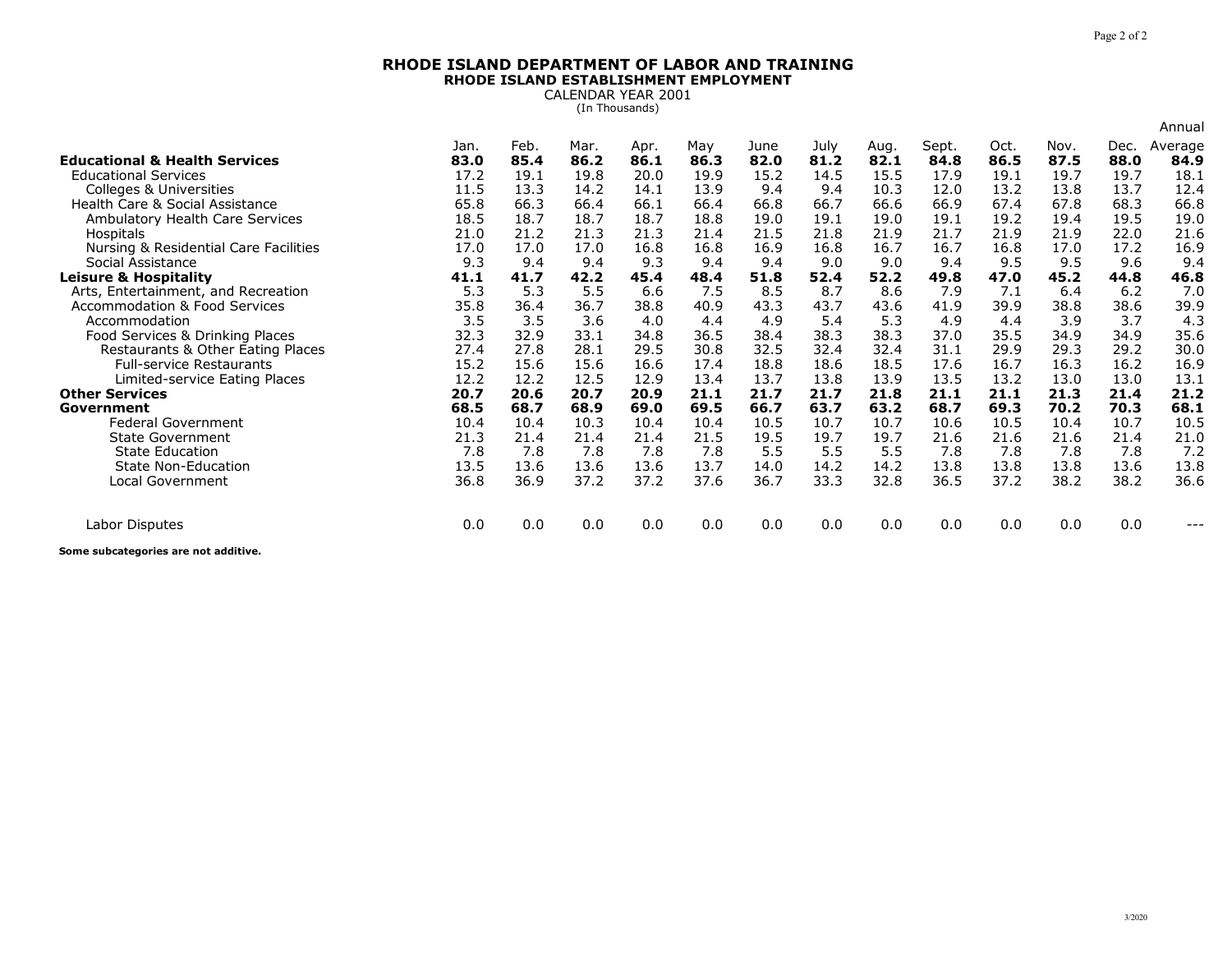# RHODE ISLAND DEPARTMENT OF LABOR AND TRAINING
## RHODE ISLAND ESTABLISHMENT EMPLOYMENT
CALENDAR YEAR 2001
(In Thousands)

| | Jan. | Feb. | Mar. | Apr. | May | June | July | Aug. | Sept. | Oct. | Nov. | Dec. | Annual Average |
|---|---|---|---|---|---|---|---|---|---|---|---|---|---|
| **Educational & Health Services** | **83.0** | **85.4** | **86.2** | **86.1** | **86.3** | **82.0** | **81.2** | **82.1** | **84.8** | **86.5** | **87.5** | **88.0** | **84.9** |
| Educational Services | 17.2 | 19.1 | 19.8 | 20.0 | 19.9 | 15.2 | 14.5 | 15.5 | 17.9 | 19.1 | 19.7 | 19.7 | 18.1 |
| Colleges & Universities | 11.5 | 13.3 | 14.2 | 14.1 | 13.9 | 9.4 | 9.4 | 10.3 | 12.0 | 13.2 | 13.8 | 13.7 | 12.4 |
| Health Care & Social Assistance | 65.8 | 66.3 | 66.4 | 66.1 | 66.4 | 66.8 | 66.7 | 66.6 | 66.9 | 67.4 | 67.8 | 68.3 | 66.8 |
| Ambulatory Health Care Services | 18.5 | 18.7 | 18.7 | 18.7 | 18.8 | 19.0 | 19.1 | 19.0 | 19.1 | 19.2 | 19.4 | 19.5 | 19.0 |
| Hospitals | 21.0 | 21.2 | 21.3 | 21.3 | 21.4 | 21.5 | 21.8 | 21.9 | 21.7 | 21.9 | 21.9 | 22.0 | 21.6 |
| Nursing & Residential Care Facilities | 17.0 | 17.0 | 17.0 | 16.8 | 16.8 | 16.9 | 16.8 | 16.7 | 16.7 | 16.8 | 17.0 | 17.2 | 16.9 |
| Social Assistance | 9.3 | 9.4 | 9.4 | 9.3 | 9.4 | 9.4 | 9.0 | 9.0 | 9.4 | 9.5 | 9.5 | 9.6 | 9.4 |
| **Leisure & Hospitality** | **41.1** | **41.7** | **42.2** | **45.4** | **48.4** | **51.8** | **52.4** | **52.2** | **49.8** | **47.0** | **45.2** | **44.8** | **46.8** |
| Arts, Entertainment, and Recreation | 5.3 | 5.3 | 5.5 | 6.6 | 7.5 | 8.5 | 8.7 | 8.6 | 7.9 | 7.1 | 6.4 | 6.2 | 7.0 |
| Accommodation & Food Services | 35.8 | 36.4 | 36.7 | 38.8 | 40.9 | 43.3 | 43.7 | 43.6 | 41.9 | 39.9 | 38.8 | 38.6 | 39.9 |
| Accommodation | 3.5 | 3.5 | 3.6 | 4.0 | 4.4 | 4.9 | 5.4 | 5.3 | 4.9 | 4.4 | 3.9 | 3.7 | 4.3 |
| Food Services & Drinking Places | 32.3 | 32.9 | 33.1 | 34.8 | 36.5 | 38.4 | 38.3 | 38.3 | 37.0 | 35.5 | 34.9 | 34.9 | 35.6 |
| Restaurants & Other Eating Places | 27.4 | 27.8 | 28.1 | 29.5 | 30.8 | 32.5 | 32.4 | 32.4 | 31.1 | 29.9 | 29.3 | 29.2 | 30.0 |
| Full-service Restaurants | 15.2 | 15.6 | 15.6 | 16.6 | 17.4 | 18.8 | 18.6 | 18.5 | 17.6 | 16.7 | 16.3 | 16.2 | 16.9 |
| Limited-service Eating Places | 12.2 | 12.2 | 12.5 | 12.9 | 13.4 | 13.7 | 13.8 | 13.9 | 13.5 | 13.2 | 13.0 | 13.0 | 13.1 |
| **Other Services** | **20.7** | **20.6** | **20.7** | **20.9** | **21.1** | **21.7** | **21.7** | **21.8** | **21.1** | **21.1** | **21.3** | **21.4** | **21.2** |
| **Government** | **68.5** | **68.7** | **68.9** | **69.0** | **69.5** | **66.7** | **63.7** | **63.2** | **68.7** | **69.3** | **70.2** | **70.3** | **68.1** |
| Federal Government | 10.4 | 10.4 | 10.3 | 10.4 | 10.4 | 10.5 | 10.7 | 10.7 | 10.6 | 10.5 | 10.4 | 10.7 | 10.5 |
| State Government | 21.3 | 21.4 | 21.4 | 21.4 | 21.5 | 19.5 | 19.7 | 19.7 | 21.6 | 21.6 | 21.6 | 21.4 | 21.0 |
| State Education | 7.8 | 7.8 | 7.8 | 7.8 | 7.8 | 5.5 | 5.5 | 5.5 | 7.8 | 7.8 | 7.8 | 7.8 | 7.2 |
| State Non-Education | 13.5 | 13.6 | 13.6 | 13.6 | 13.7 | 14.0 | 14.2 | 14.2 | 13.8 | 13.8 | 13.8 | 13.6 | 13.8 |
| Local Government | 36.8 | 36.9 | 37.2 | 37.2 | 37.6 | 36.7 | 33.3 | 32.8 | 36.5 | 37.2 | 38.2 | 38.2 | 36.6 |
| Labor Disputes | 0.0 | 0.0 | 0.0 | 0.0 | 0.0 | 0.0 | 0.0 | 0.0 | 0.0 | 0.0 | 0.0 | 0.0 | --- |

**Some subcategories are not additive.**

3/2020